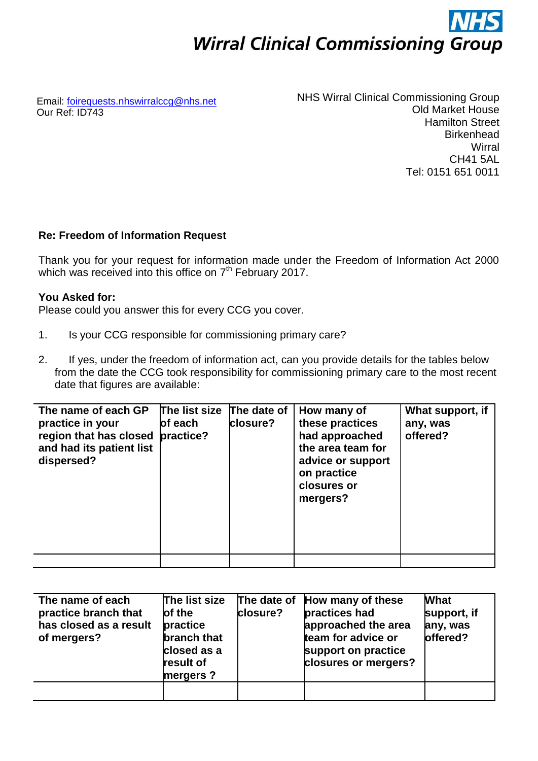# NHS Wirral Clinical Commissioning Group

Email: foirequests.nhswirralccg@nhs.net
Our Ref: ID743

NHS Wirral Clinical Commissioning Group
Old Market House
Hamilton Street
Birkenhead
Wirral
CH41 5AL
Tel: 0151 651 0011

**Re: Freedom of Information Request**

Thank you for your request for information made under the Freedom of Information Act 2000 which was received into this office on 7th February 2017.

**You Asked for:**
Please could you answer this for every CCG you cover.

1. Is your CCG responsible for commissioning primary care?

2. If yes, under the freedom of information act, can you provide details for the tables below from the date the CCG took responsibility for commissioning primary care to the most recent date that figures are available:

| The name of each GP practice in your region that has closed and had its patient list dispersed? | The list size of each practice? | The date of closure? | How many of these practices had approached the area team for advice or support on practice closures or mergers? | What support, if any, was offered? |
|---|---|---|---|---|
| | | | | |

| The name of each practice branch that has closed as a result of mergers? | The list size of the practice branch that closed as a result of mergers ? | The date of closure? | How many of these practices had approached the area team for advice or support on practice closures or mergers? | What support, if any, was offered? |
|---|---|---|---|---|
| | | | | |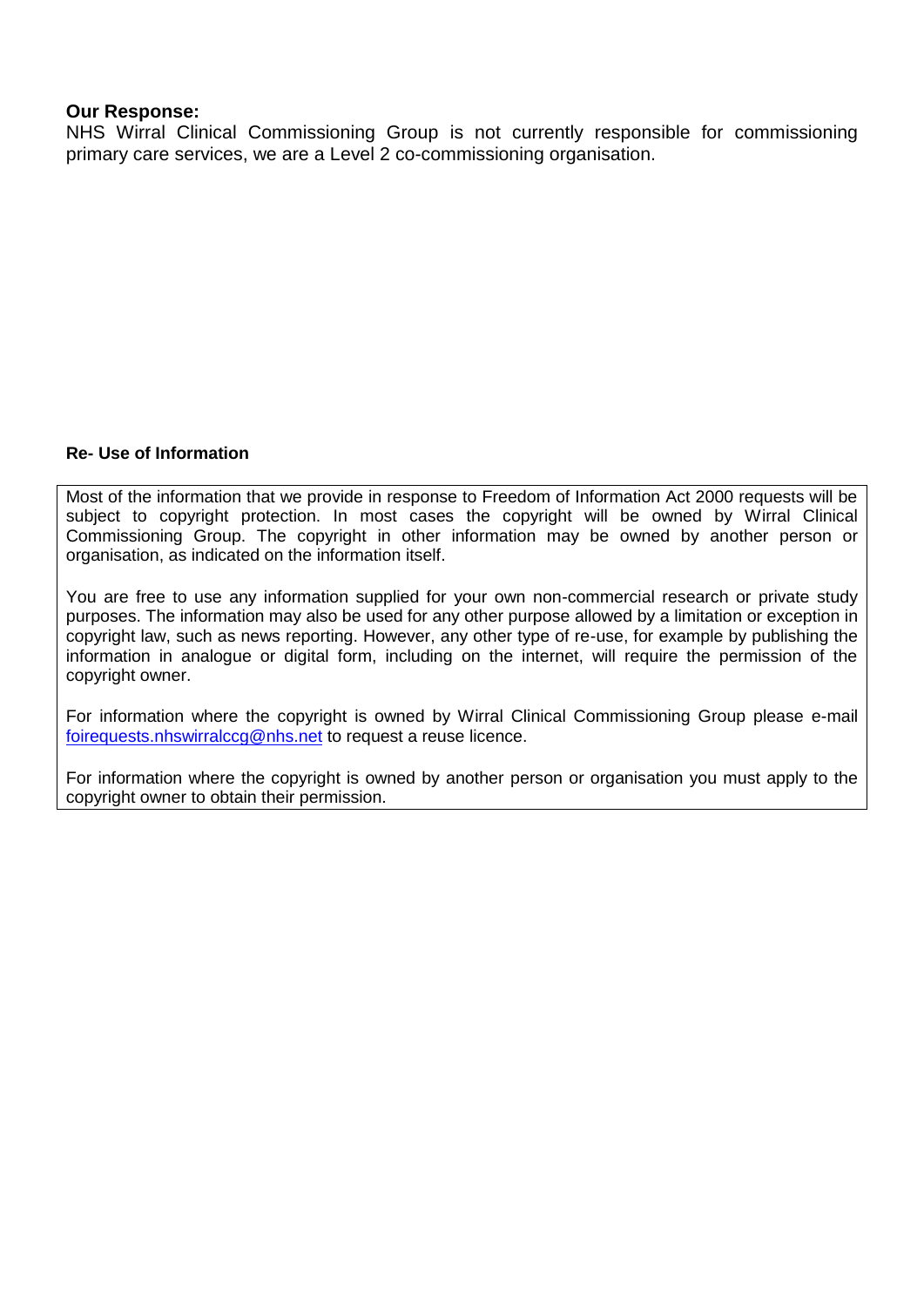**Our Response:**

NHS Wirral Clinical Commissioning Group is not currently responsible for commissioning primary care services, we are a Level 2 co-commissioning organisation.

**Re- Use of Information**

Most of the information that we provide in response to Freedom of Information Act 2000 requests will be subject to copyright protection. In most cases the copyright will be owned by Wirral Clinical Commissioning Group. The copyright in other information may be owned by another person or organisation, as indicated on the information itself.

You are free to use any information supplied for your own non-commercial research or private study purposes. The information may also be used for any other purpose allowed by a limitation or exception in copyright law, such as news reporting. However, any other type of re-use, for example by publishing the information in analogue or digital form, including on the internet, will require the permission of the copyright owner.

For information where the copyright is owned by Wirral Clinical Commissioning Group please e-mail foirequests.nhswirralccg@nhs.net to request a reuse licence.

For information where the copyright is owned by another person or organisation you must apply to the copyright owner to obtain their permission.